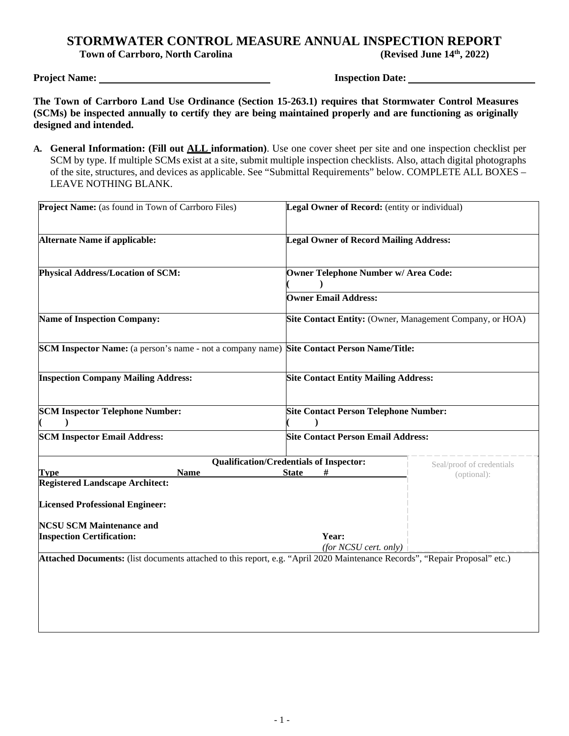# STORMWATER CONTROL MEASURE ANNUAL INSPECTION REPORT

**Town of Carrboro, North Carolina** **(Revised June 14th, 2022)**

**Project Name:** ______________________ **Inspection Date:** ______________________

**The Town of Carrboro Land Use Ordinance (Section 15-263.1) requires that Stormwater Control Measures (SCMs) be inspected annually to certify they are being maintained properly and are functioning as originally designed and intended.**

**A. General Information: (Fill out ALL information)**. Use one cover sheet per site and one inspection checklist per SCM by type. If multiple SCMs exist at a site, submit multiple inspection checklists. Also, attach digital photographs of the site, structures, and devices as applicable. See "Submittal Requirements" below. COMPLETE ALL BOXES – LEAVE NOTHING BLANK.

| | |
|---|---|
| **Project Name:** (as found in Town of Carrboro Files) | **Legal Owner of Record:** (entity or individual) |
| **Alternate Name if applicable:** | **Legal Owner of Record Mailing Address:** |
| **Physical Address/Location of SCM:** | **Owner Telephone Number w/ Area Code:** ( ) |
| | **Owner Email Address:** |
| **Name of Inspection Company:** | **Site Contact Entity:** (Owner, Management Company, or HOA) |
| **SCM Inspector Name:** (a person's name - not a company name) | **Site Contact Person Name/Title:** |
| **Inspection Company Mailing Address:** | **Site Contact Entity Mailing Address:** |
| **SCM Inspector Telephone Number:** ( ) | **Site Contact Person Telephone Number:** ( ) |
| **SCM Inspector Email Address:** | **Site Contact Person Email Address:** |

**Qualification/Credentials of Inspector:**

| **Type** | **Name** | **State** | **#** | Seal/proof of credentials (optional): |
|---|---|---|---|---|
| **Registered Landscape Architect:** | | | | |
| **Licensed Professional Engineer:** | | | | |
| **NCSU SCM Maintenance and Inspection Certification:** | | **Year:** *(for NCSU cert. only)* | | |

**Attached Documents:** (list documents attached to this report, e.g. "April 2020 Maintenance Records", "Repair Proposal" etc.)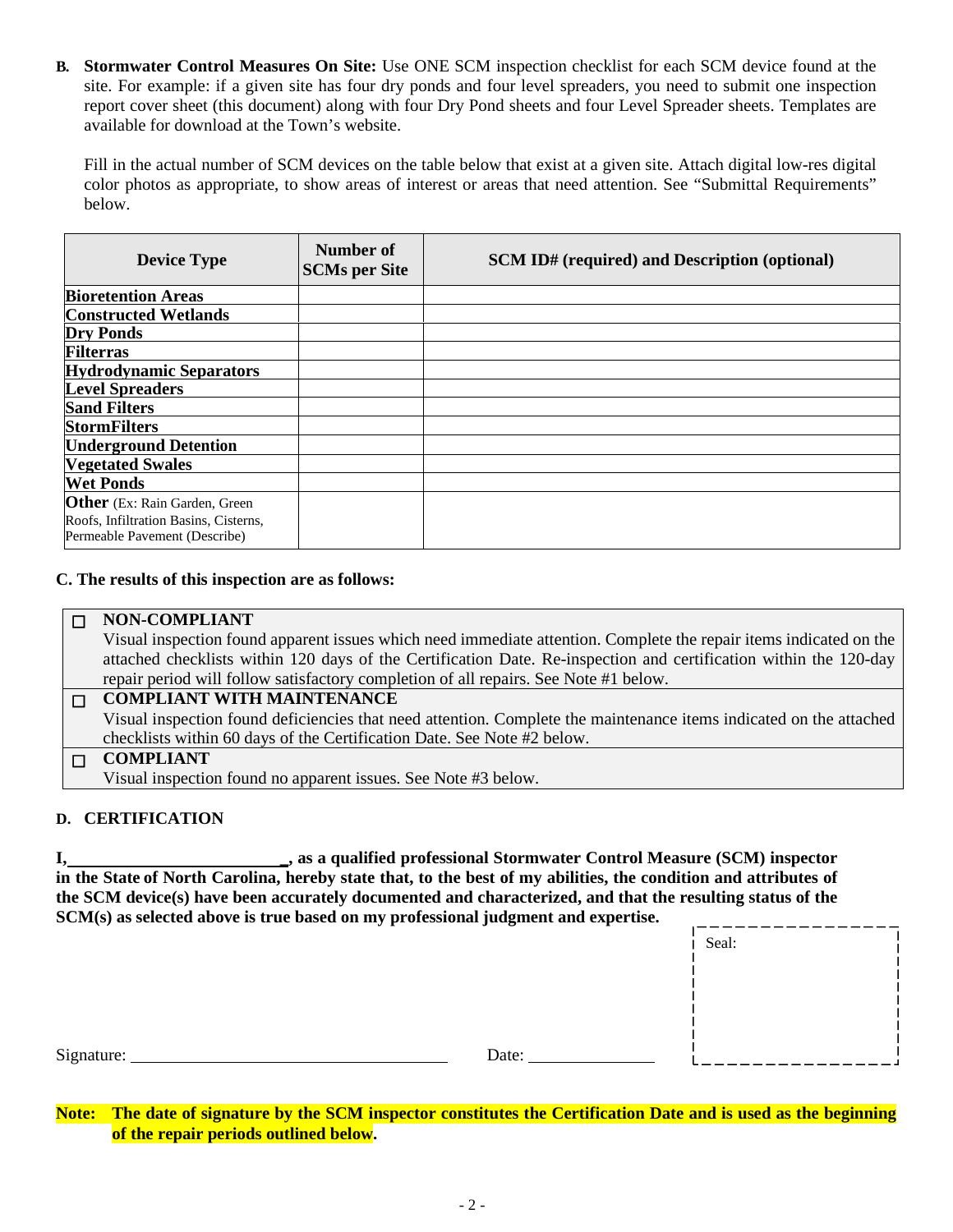**B. Stormwater Control Measures On Site:** Use ONE SCM inspection checklist for each SCM device found at the site. For example: if a given site has four dry ponds and four level spreaders, you need to submit one inspection report cover sheet (this document) along with four Dry Pond sheets and four Level Spreader sheets. Templates are available for download at the Town's website.

Fill in the actual number of SCM devices on the table below that exist at a given site. Attach digital low-res digital color photos as appropriate, to show areas of interest or areas that need attention. See "Submittal Requirements" below.

| Device Type | Number of SCMs per Site | SCM ID# (required) and Description (optional) |
|---|---|---|
| **Bioretention Areas** | | |
| **Constructed Wetlands** | | |
| **Dry Ponds** | | |
| **Filterras** | | |
| **Hydrodynamic Separators** | | |
| **Level Spreaders** | | |
| **Sand Filters** | | |
| **StormFilters** | | |
| **Underground Detention** | | |
| **Vegetated Swales** | | |
| **Wet Ponds** | | |
| **Other** (Ex: Rain Garden, Green Roofs, Infiltration Basins, Cisterns, Permeable Pavement (Describe) | | |

**C. The results of this inspection are as follows:**

☐ **NON-COMPLIANT**
Visual inspection found apparent issues which need immediate attention. Complete the repair items indicated on the attached checklists within 120 days of the Certification Date. Re-inspection and certification within the 120-day repair period will follow satisfactory completion of all repairs. See Note #1 below.

☐ **COMPLIANT WITH MAINTENANCE**
Visual inspection found deficiencies that need attention. Complete the maintenance items indicated on the attached checklists within 60 days of the Certification Date. See Note #2 below.

☐ **COMPLIANT**
Visual inspection found no apparent issues. See Note #3 below.

**D. CERTIFICATION**

**I, ______________________, as a qualified professional Stormwater Control Measure (SCM) inspector in the State of North Carolina, hereby state that, to the best of my abilities, the condition and attributes of the SCM device(s) have been accurately documented and characterized, and that the resulting status of the SCM(s) as selected above is true based on my professional judgment and expertise.**

Seal:

Signature: ______________________ Date: ____________

**Note: The date of signature by the SCM inspector constitutes the Certification Date and is used as the beginning of the repair periods outlined below.**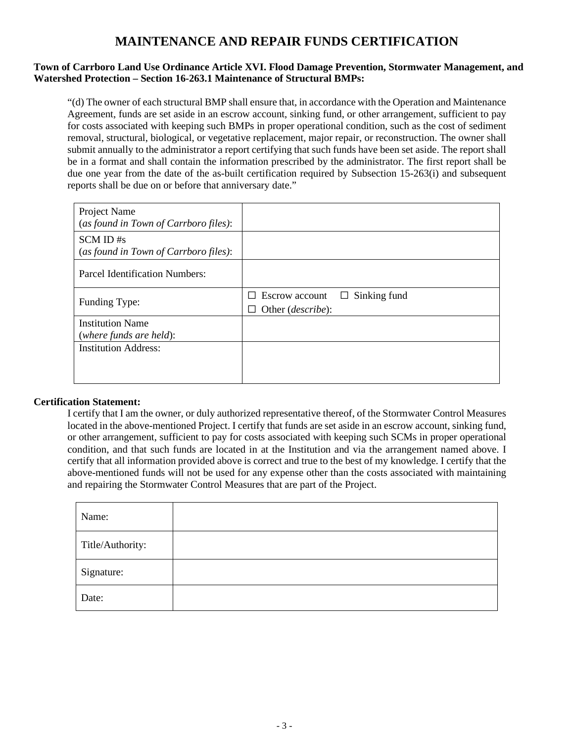# MAINTENANCE AND REPAIR FUNDS CERTIFICATION

**Town of Carrboro Land Use Ordinance Article XVI. Flood Damage Prevention, Stormwater Management, and Watershed Protection – Section 16-263.1 Maintenance of Structural BMPs:**

> "(d) The owner of each structural BMP shall ensure that, in accordance with the Operation and Maintenance Agreement, funds are set aside in an escrow account, sinking fund, or other arrangement, sufficient to pay for costs associated with keeping such BMPs in proper operational condition, such as the cost of sediment removal, structural, biological, or vegetative replacement, major repair, or reconstruction. The owner shall submit annually to the administrator a report certifying that such funds have been set aside. The report shall be in a format and shall contain the information prescribed by the administrator. The first report shall be due one year from the date of the as-built certification required by Subsection 15-263(i) and subsequent reports shall be due on or before that anniversary date."

| | |
|---|---|
| Project Name (*as found in Town of Carrboro files*): | |
| SCM ID #s (*as found in Town of Carrboro files*): | |
| Parcel Identification Numbers: | |
| Funding Type: | ☐ Escrow account ☐ Sinking fund<br>☐ Other (*describe*): |
| Institution Name (*where funds are held*): | |
| Institution Address: | |

**Certification Statement:**

I certify that I am the owner, or duly authorized representative thereof, of the Stormwater Control Measures located in the above-mentioned Project. I certify that funds are set aside in an escrow account, sinking fund, or other arrangement, sufficient to pay for costs associated with keeping such SCMs in proper operational condition, and that such funds are located in at the Institution and via the arrangement named above. I certify that all information provided above is correct and true to the best of my knowledge. I certify that the above-mentioned funds will not be used for any expense other than the costs associated with maintaining and repairing the Stormwater Control Measures that are part of the Project.

| | |
|---|---|
| Name: | |
| Title/Authority: | |
| Signature: | |
| Date: | |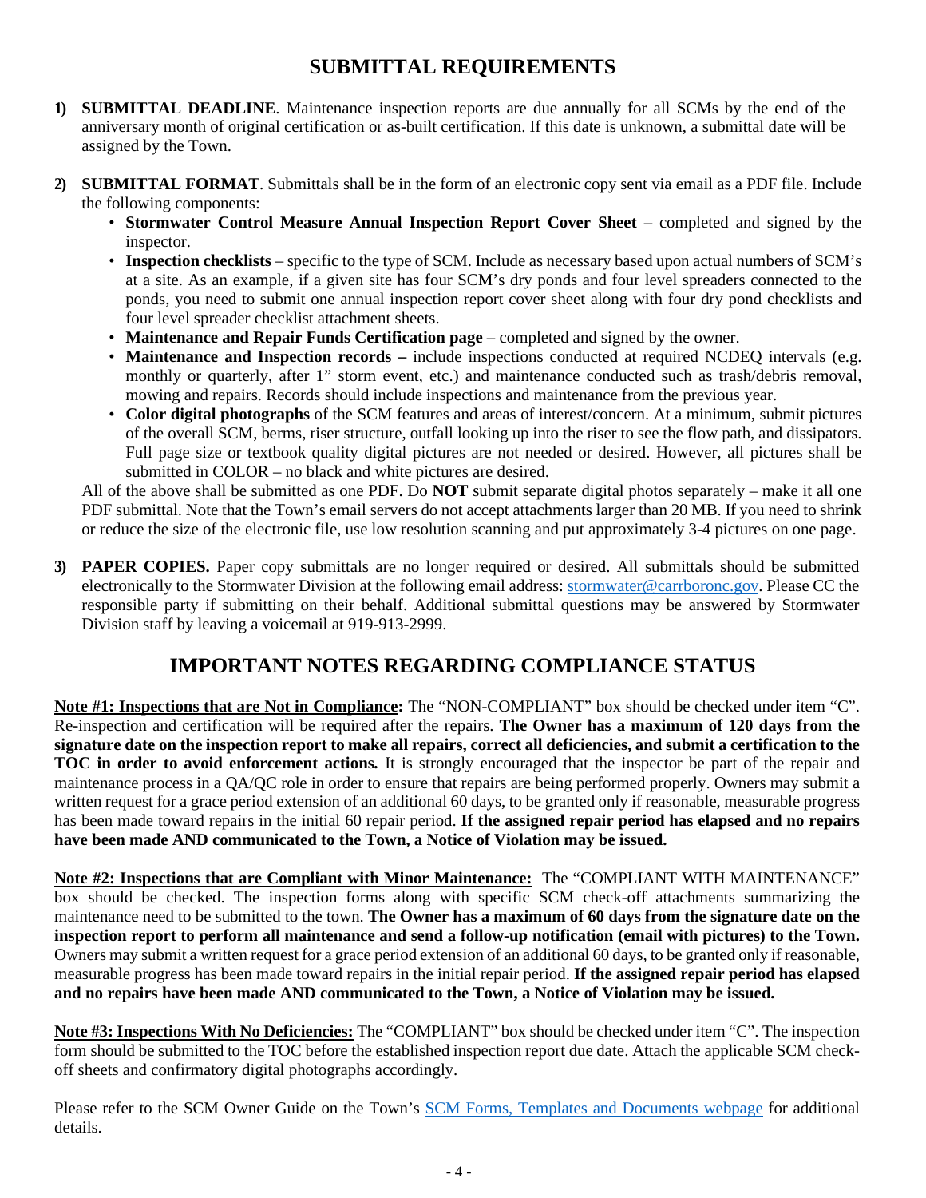## SUBMITTAL REQUIREMENTS

1) **SUBMITTAL DEADLINE**. Maintenance inspection reports are due annually for all SCMs by the end of the anniversary month of original certification or as-built certification. If this date is unknown, a submittal date will be assigned by the Town.

2) **SUBMITTAL FORMAT**. Submittals shall be in the form of an electronic copy sent via email as a PDF file. Include the following components:
   - **Stormwater Control Measure Annual Inspection Report Cover Sheet** – completed and signed by the inspector.
   - **Inspection checklists** – specific to the type of SCM. Include as necessary based upon actual numbers of SCM's at a site. As an example, if a given site has four SCM's dry ponds and four level spreaders connected to the ponds, you need to submit one annual inspection report cover sheet along with four dry pond checklists and four level spreader checklist attachment sheets.
   - **Maintenance and Repair Funds Certification page** – completed and signed by the owner.
   - **Maintenance and Inspection records –** include inspections conducted at required NCDEQ intervals (e.g. monthly or quarterly, after 1" storm event, etc.) and maintenance conducted such as trash/debris removal, mowing and repairs. Records should include inspections and maintenance from the previous year.
   - **Color digital photographs** of the SCM features and areas of interest/concern. At a minimum, submit pictures of the overall SCM, berms, riser structure, outfall looking up into the riser to see the flow path, and dissipators. Full page size or textbook quality digital pictures are not needed or desired. However, all pictures shall be submitted in COLOR – no black and white pictures are desired.

   All of the above shall be submitted as one PDF. Do **NOT** submit separate digital photos separately – make it all one PDF submittal. Note that the Town's email servers do not accept attachments larger than 20 MB. If you need to shrink or reduce the size of the electronic file, use low resolution scanning and put approximately 3-4 pictures on one page.

3) **PAPER COPIES.** Paper copy submittals are no longer required or desired. All submittals should be submitted electronically to the Stormwater Division at the following email address: stormwater@carrboronc.gov. Please CC the responsible party if submitting on their behalf. Additional submittal questions may be answered by Stormwater Division staff by leaving a voicemail at 919-913-2999.

## IMPORTANT NOTES REGARDING COMPLIANCE STATUS

**Note #1: Inspections that are Not in Compliance:** The "NON-COMPLIANT" box should be checked under item "C". Re-inspection and certification will be required after the repairs. **The Owner has a maximum of 120 days from the signature date on the inspection report to make all repairs, correct all deficiencies, and submit a certification to the TOC in order to avoid enforcement actions.** It is strongly encouraged that the inspector be part of the repair and maintenance process in a QA/QC role in order to ensure that repairs are being performed properly. Owners may submit a written request for a grace period extension of an additional 60 days, to be granted only if reasonable, measurable progress has been made toward repairs in the initial 60 repair period. **If the assigned repair period has elapsed and no repairs have been made AND communicated to the Town, a Notice of Violation may be issued.**

**Note #2: Inspections that are Compliant with Minor Maintenance:** The "COMPLIANT WITH MAINTENANCE" box should be checked. The inspection forms along with specific SCM check-off attachments summarizing the maintenance need to be submitted to the town. **The Owner has a maximum of 60 days from the signature date on the inspection report to perform all maintenance and send a follow-up notification (email with pictures) to the Town.** Owners may submit a written request for a grace period extension of an additional 60 days, to be granted only if reasonable, measurable progress has been made toward repairs in the initial repair period. **If the assigned repair period has elapsed and no repairs have been made AND communicated to the Town, a Notice of Violation may be issued.**

**Note #3: Inspections With No Deficiencies:** The "COMPLIANT" box should be checked under item "C". The inspection form should be submitted to the TOC before the established inspection report due date. Attach the applicable SCM check-off sheets and confirmatory digital photographs accordingly.

Please refer to the SCM Owner Guide on the Town's SCM Forms, Templates and Documents webpage for additional details.